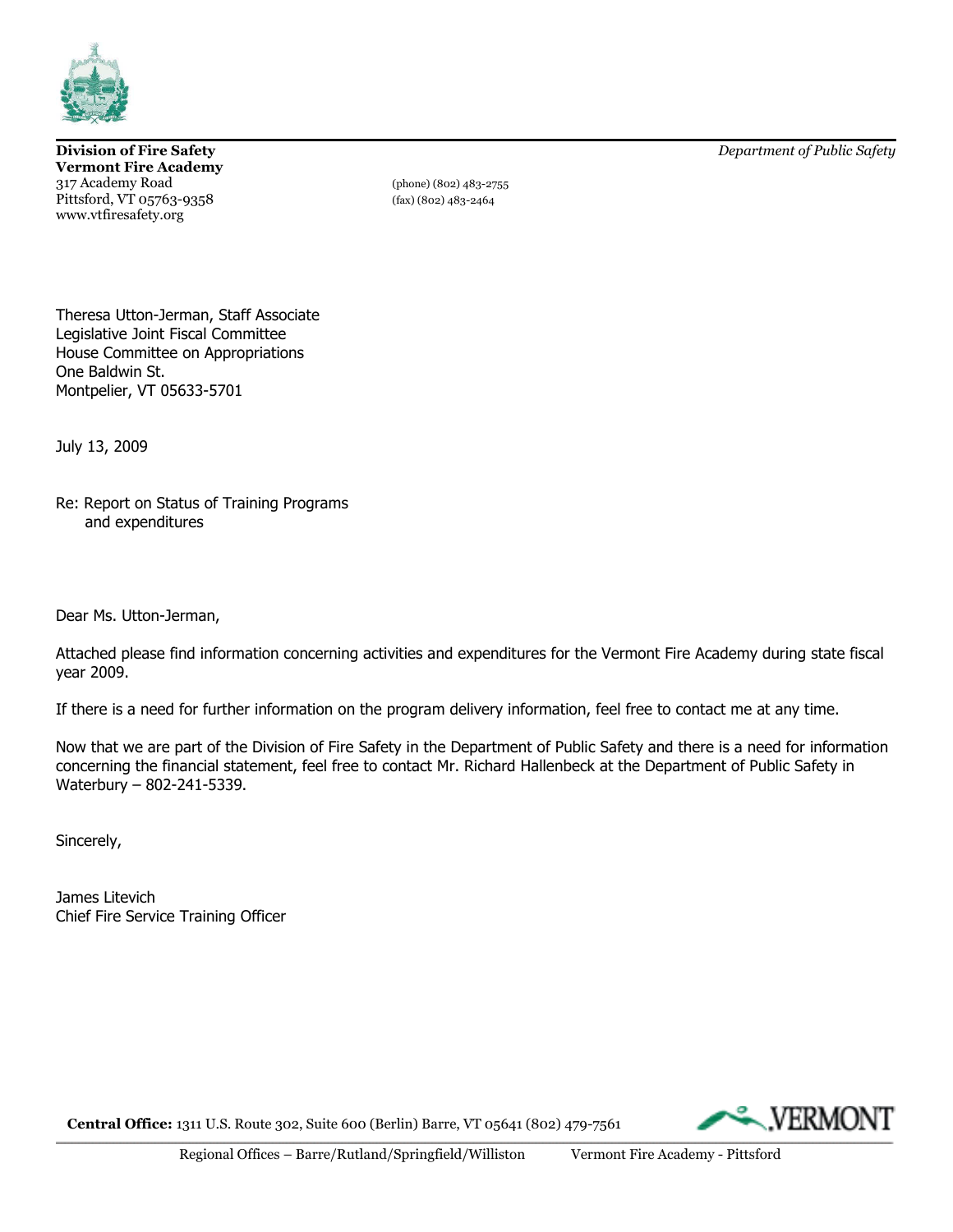**Division of Fire Safety**
**Vermont Fire Academy**
317 Academy Road
Pittsford, VT 05763-9358
www.vtfiresafety.org

(phone) (802) 483-2755
(fax) (802) 483-2464

*Department of Public Safety*

Theresa Utton-Jerman, Staff Associate
Legislative Joint Fiscal Committee
House Committee on Appropriations
One Baldwin St.
Montpelier, VT 05633-5701

July 13, 2009

Re: Report on Status of Training Programs
and expenditures

Dear Ms. Utton-Jerman,

Attached please find information concerning activities and expenditures for the Vermont Fire Academy during state fiscal year 2009.

If there is a need for further information on the program delivery information, feel free to contact me at any time.

Now that we are part of the Division of Fire Safety in the Department of Public Safety and there is a need for information concerning the financial statement, feel free to contact Mr. Richard Hallenbeck at the Department of Public Safety in Waterbury – 802-241-5339.

Sincerely,

James Litevich
Chief Fire Service Training Officer

**Central Office:** 1311 U.S. Route 302, Suite 600 (Berlin) Barre, VT 05641 (802) 479-7561

Regional Offices – Barre/Rutland/Springfield/Williston Vermont Fire Academy - Pittsford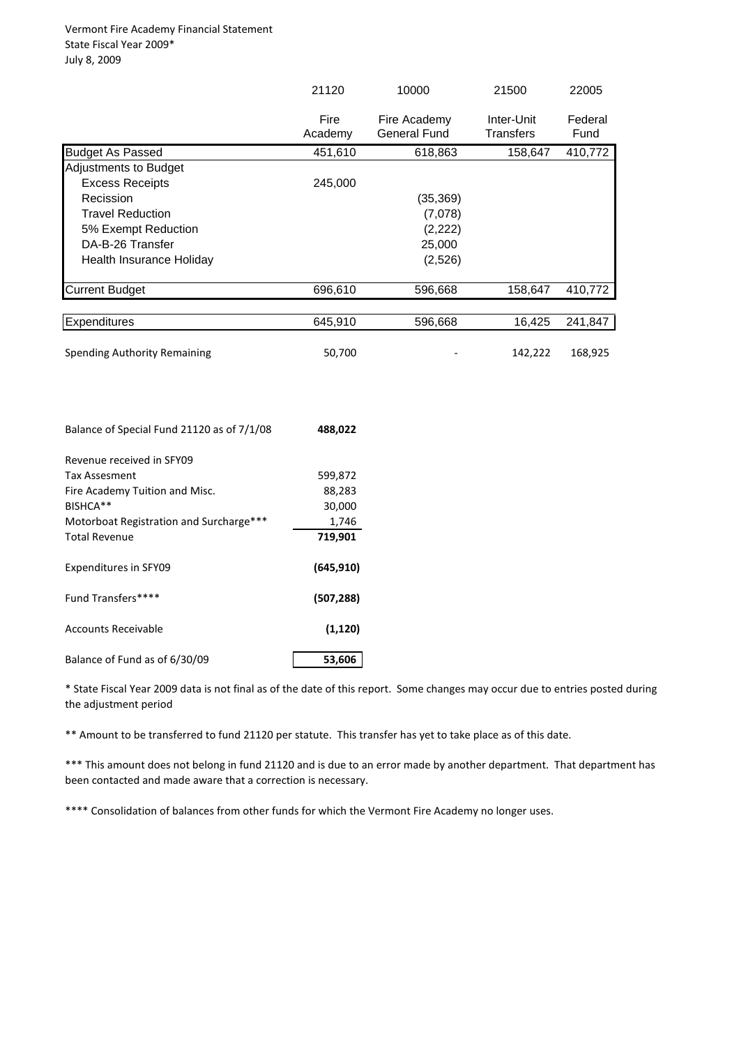Vermont Fire Academy Financial Statement
State Fiscal Year 2009*
July 8, 2009

| | 21120 | 10000 | 21500 | 22005 |
|---|---|---|---|---|
| | Fire Academy | Fire Academy General Fund | Inter-Unit Transfers | Federal Fund |
| Budget As Passed | 451,610 | 618,863 | 158,647 | 410,772 |
| Adjustments to Budget | | | | |
| Excess Receipts | 245,000 | | | |
| Recission | | (35,369) | | |
| Travel Reduction | | (7,078) | | |
| 5% Exempt Reduction | | (2,222) | | |
| DA-B-26 Transfer | | 25,000 | | |
| Health Insurance Holiday | | (2,526) | | |
| Current Budget | 696,610 | 596,668 | 158,647 | 410,772 |
| Expenditures | 645,910 | 596,668 | 16,425 | 241,847 |
| Spending Authority Remaining | 50,700 | - | 142,222 | 168,925 |

| | |
|---|---|
| **Balance of Special Fund 21120 as of 7/1/08** | **488,022** |
| Revenue received in SFY09 | |
| Tax Assesment | 599,872 |
| Fire Academy Tuition and Misc. | 88,283 |
| BISHCA** | 30,000 |
| Motorboat Registration and Surcharge*** | 1,746 |
| Total Revenue | **719,901** |
| Expenditures in SFY09 | **(645,910)** |
| Fund Transfers**** | **(507,288)** |
| Accounts Receivable | **(1,120)** |
| Balance of Fund as of 6/30/09 | **53,606** |

* State Fiscal Year 2009 data is not final as of the date of this report. Some changes may occur due to entries posted during the adjustment period

** Amount to be transferred to fund 21120 per statute. This transfer has yet to take place as of this date.

*** This amount does not belong in fund 21120 and is due to an error made by another department. That department has been contacted and made aware that a correction is necessary.

**** Consolidation of balances from other funds for which the Vermont Fire Academy no longer uses.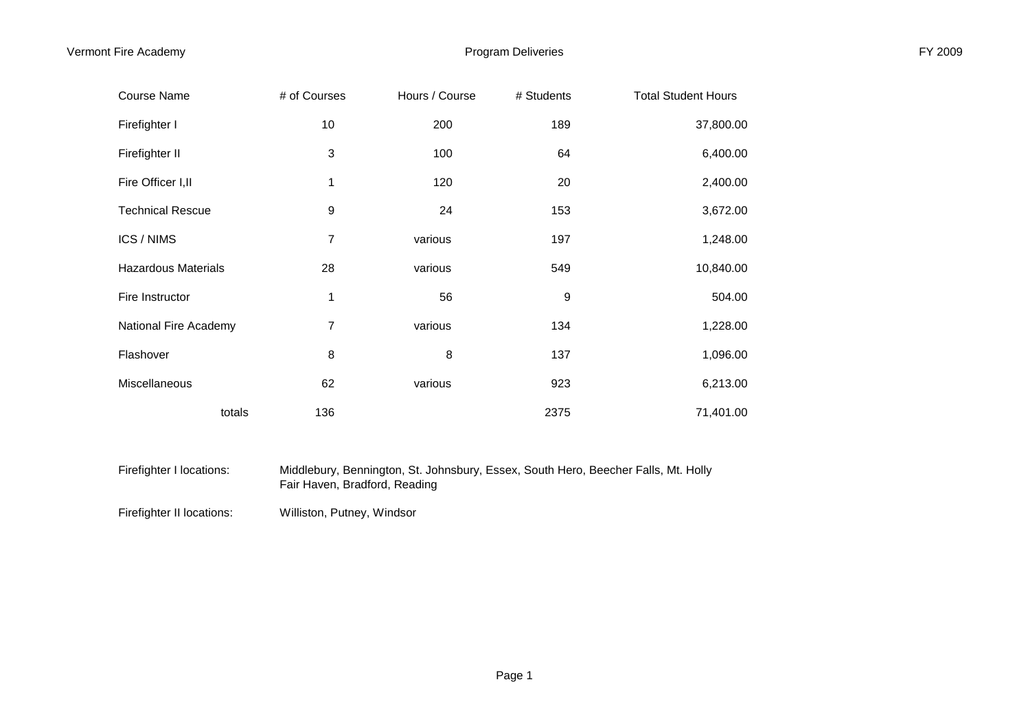Vermont Fire Academy — Program Deliveries — FY 2009

| Course Name | # of Courses | Hours / Course | # Students | Total Student Hours |
|---|---|---|---|---|
| Firefighter I | 10 | 200 | 189 | 37,800.00 |
| Firefighter II | 3 | 100 | 64 | 6,400.00 |
| Fire Officer I,II | 1 | 120 | 20 | 2,400.00 |
| Technical Rescue | 9 | 24 | 153 | 3,672.00 |
| ICS / NIMS | 7 | various | 197 | 1,248.00 |
| Hazardous Materials | 28 | various | 549 | 10,840.00 |
| Fire Instructor | 1 | 56 | 9 | 504.00 |
| National Fire Academy | 7 | various | 134 | 1,228.00 |
| Flashover | 8 | 8 | 137 | 1,096.00 |
| Miscellaneous | 62 | various | 923 | 6,213.00 |
| totals | 136 | | 2375 | 71,401.00 |

Firefighter I locations: Middlebury, Bennington, St. Johnsbury, Essex, South Hero, Beecher Falls, Mt. Holly Fair Haven, Bradford, Reading

Firefighter II locations: Williston, Putney, Windsor